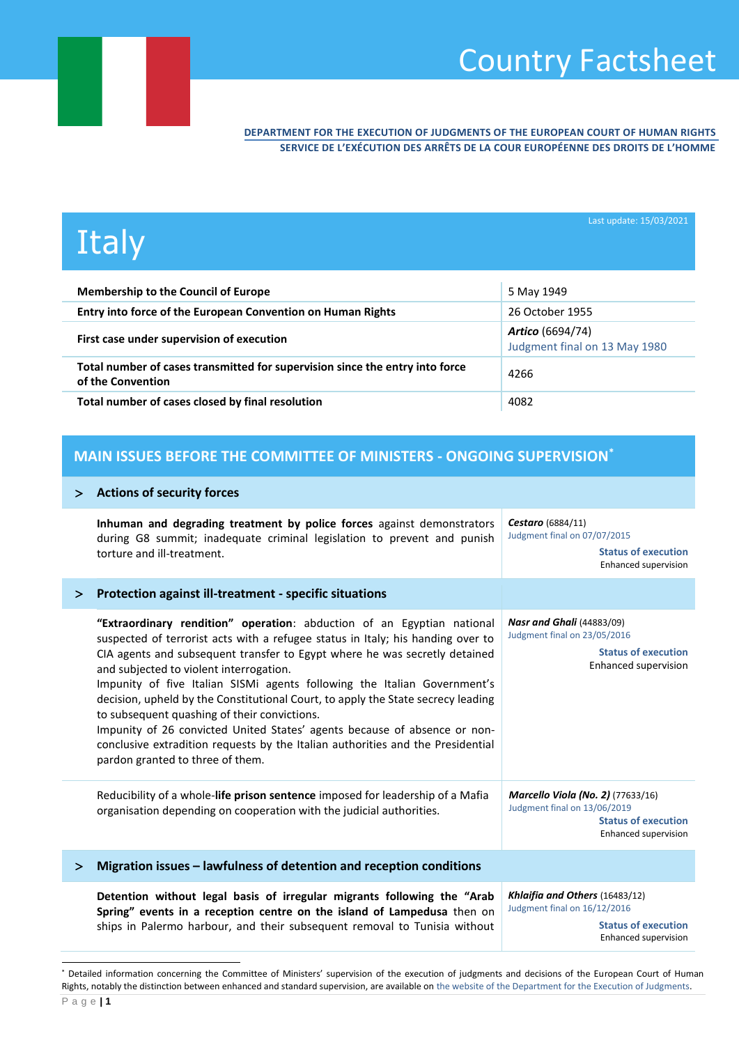# Country Factsheet

**DEPARTMENT FOR THE EXECUTION OF JUDGMENTS OF THE EUROPEAN COURT OF HUMAN RIGHTS**
**SERVICE DE L'EXÉCUTION DES ARRÊTS DE LA COUR EUROPÉENNE DES DROITS DE L'HOMME**

# Italy

Last update: 15/03/2021

| | |
|---|---|
| **Membership to the Council of Europe** | 5 May 1949 |
| **Entry into force of the European Convention on Human Rights** | 26 October 1955 |
| **First case under supervision of execution** | ***Artico*** (6694/74) Judgment final on 13 May 1980 |
| **Total number of cases transmitted for supervision since the entry into force of the Convention** | 4266 |
| **Total number of cases closed by final resolution** | 4082 |

## MAIN ISSUES BEFORE THE COMMITTEE OF MINISTERS - ONGOING SUPERVISION*

### > Actions of security forces

| | |
|---|---|
| **Inhuman and degrading treatment by police forces** against demonstrators during G8 summit; inadequate criminal legislation to prevent and punish torture and ill-treatment. | ***Cestaro*** (6884/11) Judgment final on 07/07/2015 **Status of execution** Enhanced supervision |

### > Protection against ill-treatment - specific situations

| | |
|---|---|
| **"Extraordinary rendition" operation**: abduction of an Egyptian national suspected of terrorist acts with a refugee status in Italy; his handing over to CIA agents and subsequent transfer to Egypt where he was secretly detained and subjected to violent interrogation. Impunity of five Italian SISMi agents following the Italian Government's decision, upheld by the Constitutional Court, to apply the State secrecy leading to subsequent quashing of their convictions. Impunity of 26 convicted United States' agents because of absence or non-conclusive extradition requests by the Italian authorities and the Presidential pardon granted to three of them. | ***Nasr and Ghali*** (44883/09) Judgment final on 23/05/2016 **Status of execution** Enhanced supervision |
| Reducibility of a whole-**life prison sentence** imposed for leadership of a Mafia organisation depending on cooperation with the judicial authorities. | ***Marcello Viola (No. 2)*** (77633/16) Judgment final on 13/06/2019 **Status of execution** Enhanced supervision |

### > Migration issues – lawfulness of detention and reception conditions

| | |
|---|---|
| **Detention without legal basis of irregular migrants following the "Arab Spring" events in a reception centre on the island of Lampedusa** then on ships in Palermo harbour, and their subsequent removal to Tunisia without | ***Khlaifia and Others*** (16483/12) Judgment final on 16/12/2016 **Status of execution** Enhanced supervision |

* Detailed information concerning the Committee of Ministers' supervision of the execution of judgments and decisions of the European Court of Human Rights, notably the distinction between enhanced and standard supervision, are available on the website of the Department for the Execution of Judgments.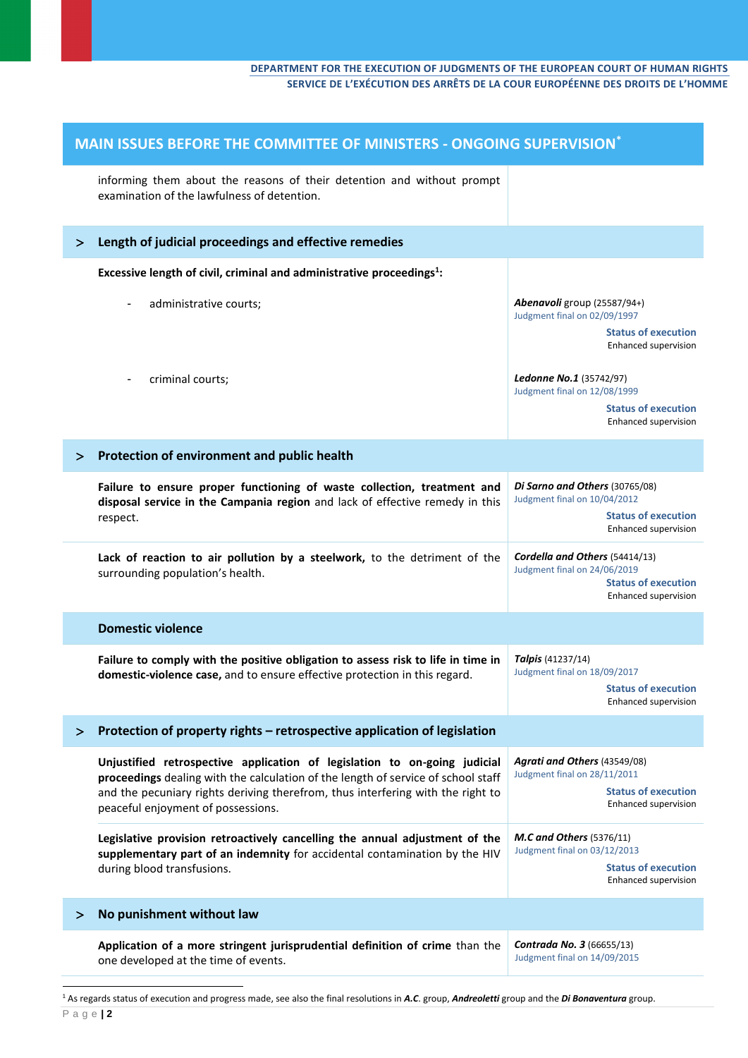## MAIN ISSUES BEFORE THE COMMITTEE OF MINISTERS - ONGOING SUPERVISION*

| | |
|---|---|
| informing them about the reasons of their detention and without prompt examination of the lawfulness of detention. | |
| **> Length of judicial proceedings and effective remedies** | |
| **Excessive length of civil, criminal and administrative proceedings[1]:** | |
| - administrative courts; | ***Abenavoli*** group (25587/94+)<br>Judgment final on 02/09/1997<br>Status of execution<br>Enhanced supervision |
| - criminal courts; | ***Ledonne No.1*** (35742/97)<br>Judgment final on 12/08/1999<br>Status of execution<br>Enhanced supervision |
| **> Protection of environment and public health** | |
| **Failure to ensure proper functioning of waste collection, treatment and disposal service in the Campania region** and lack of effective remedy in this respect. | ***Di Sarno and Others*** (30765/08)<br>Judgment final on 10/04/2012<br>Status of execution<br>Enhanced supervision |
| **Lack of reaction to air pollution by a steelwork,** to the detriment of the surrounding population's health. | ***Cordella and Others*** (54414/13)<br>Judgment final on 24/06/2019<br>Status of execution<br>Enhanced supervision |
| **Domestic violence** | |
| **Failure to comply with the positive obligation to assess risk to life in time in domestic-violence case,** and to ensure effective protection in this regard. | ***Talpis*** (41237/14)<br>Judgment final on 18/09/2017<br>Status of execution<br>Enhanced supervision |
| **> Protection of property rights – retrospective application of legislation** | |
| **Unjustified retrospective application of legislation to on-going judicial proceedings** dealing with the calculation of the length of service of school staff and the pecuniary rights deriving therefrom, thus interfering with the right to peaceful enjoyment of possessions. | ***Agrati and Others*** (43549/08)<br>Judgment final on 28/11/2011<br>Status of execution<br>Enhanced supervision |
| **Legislative provision retroactively cancelling the annual adjustment of the supplementary part of an indemnity** for accidental contamination by the HIV during blood transfusions. | ***M.C and Others*** (5376/11)<br>Judgment final on 03/12/2013<br>Status of execution<br>Enhanced supervision |
| **> No punishment without law** | |
| **Application of a more stringent jurisprudential definition of crime** than the one developed at the time of events. | ***Contrada No. 3*** (66655/13)<br>Judgment final on 14/09/2015 |

[1] As regards status of execution and progress made, see also the final resolutions in ***A.C***. group, ***Andreoletti*** group and the ***Di Bonaventura*** group.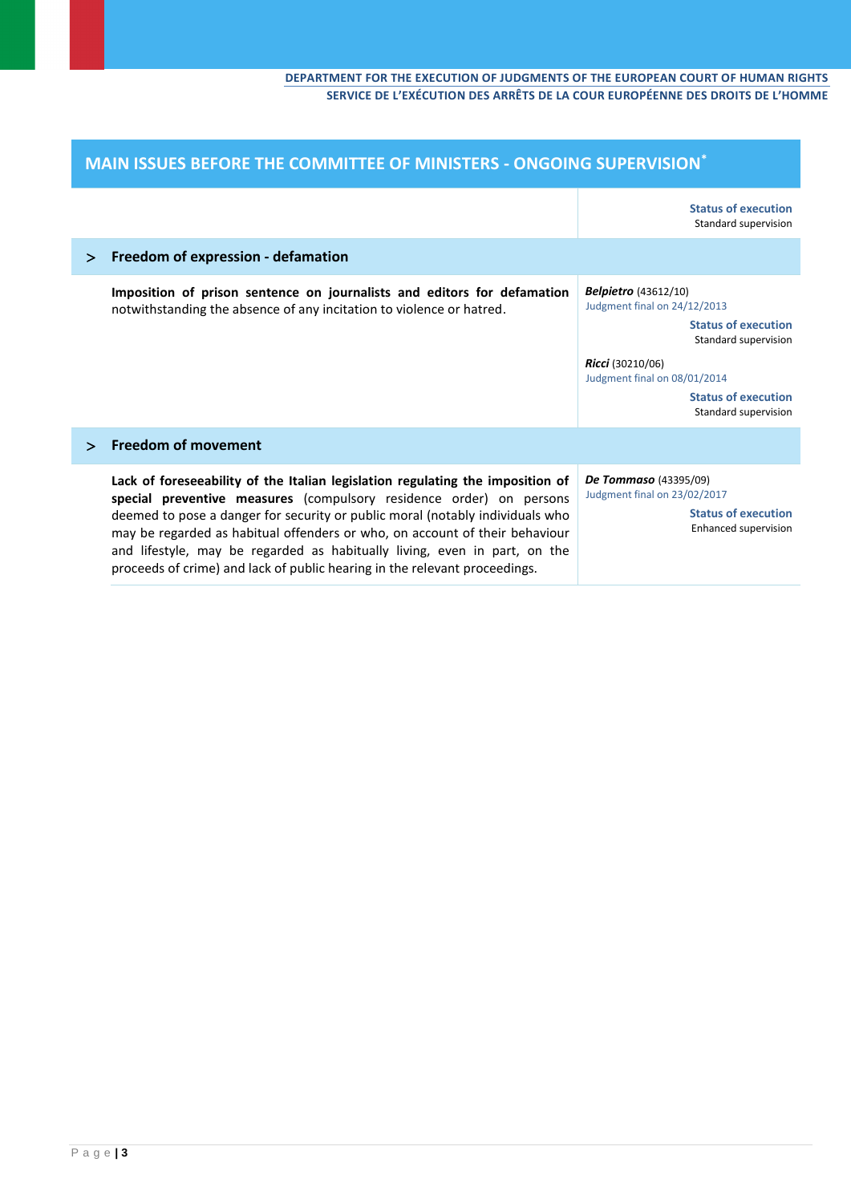DEPARTMENT FOR THE EXECUTION OF JUDGMENTS OF THE EUROPEAN COURT OF HUMAN RIGHTS
SERVICE DE L'EXÉCUTION DES ARRÊTS DE LA COUR EUROPÉENNE DES DROITS DE L'HOMME

## MAIN ISSUES BEFORE THE COMMITTEE OF MINISTERS - ONGOING SUPERVISION*

| | Status of execution<br>Standard supervision |
|---|---|
| **> Freedom of expression - defamation** | |
| **Imposition of prison sentence on journalists and editors for defamation** notwithstanding the absence of any incitation to violence or hatred. | ***Belpietro*** (43612/10)<br>Judgment final on 24/12/2013<br>Status of execution<br>Standard supervision<br><br>***Ricci*** (30210/06)<br>Judgment final on 08/01/2014<br>Status of execution<br>Standard supervision |
| **> Freedom of movement** | |
| **Lack of foreseeability of the Italian legislation regulating the imposition of special preventive measures** (compulsory residence order) on persons deemed to pose a danger for security or public moral (notably individuals who may be regarded as habitual offenders or who, on account of their behaviour and lifestyle, may be regarded as habitually living, even in part, on the proceeds of crime) and lack of public hearing in the relevant proceedings. | ***De Tommaso*** (43395/09)<br>Judgment final on 23/02/2017<br>Status of execution<br>Enhanced supervision |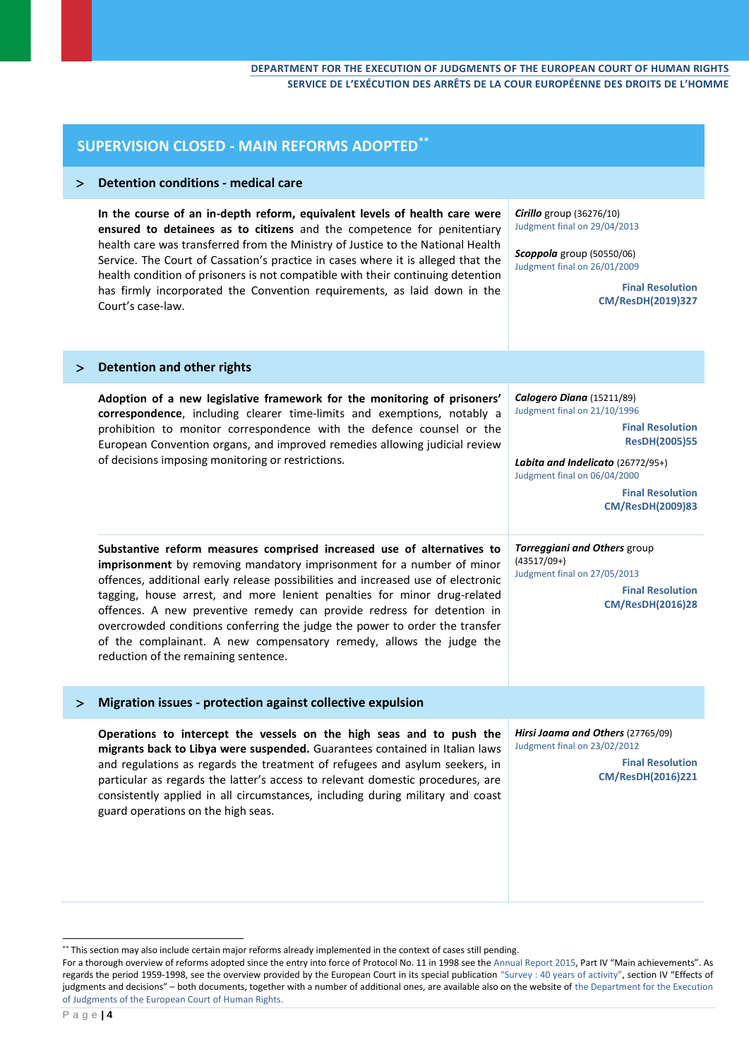## SUPERVISION CLOSED - MAIN REFORMS ADOPTED[**]

### > Detention conditions - medical care

**In the course of an in-depth reform, equivalent levels of health care were ensured to detainees as to citizens** and the competence for penitentiary health care was transferred from the Ministry of Justice to the National Health Service. The Court of Cassation's practice in cases where it is alleged that the health condition of prisoners is not compatible with their continuing detention has firmly incorporated the Convention requirements, as laid down in the Court's case-law.

***Cirillo*** group (36276/10)
Judgment final on 29/04/2013

***Scoppola*** group (50550/06)
Judgment final on 26/01/2009

**Final Resolution CM/ResDH(2019)327**

### > Detention and other rights

**Adoption of a new legislative framework for the monitoring of prisoners' correspondence**, including clearer time-limits and exemptions, notably a prohibition to monitor correspondence with the defence counsel or the European Convention organs, and improved remedies allowing judicial review of decisions imposing monitoring or restrictions.

***Calogero Diana*** (15211/89)
Judgment final on 21/10/1996

**Final Resolution ResDH(2005)55**

***Labita and Indelicato*** (26772/95+)
Judgment final on 06/04/2000

**Final Resolution CM/ResDH(2009)83**

**Substantive reform measures comprised increased use of alternatives to imprisonment** by removing mandatory imprisonment for a number of minor offences, additional early release possibilities and increased use of electronic tagging, house arrest, and more lenient penalties for minor drug-related offences. A new preventive remedy can provide redress for detention in overcrowded conditions conferring the judge the power to order the transfer of the complainant. A new compensatory remedy, allows the judge the reduction of the remaining sentence.

***Torreggiani and Others*** group (43517/09+)
Judgment final on 27/05/2013

**Final Resolution CM/ResDH(2016)28**

### > Migration issues - protection against collective expulsion

**Operations to intercept the vessels on the high seas and to push the migrants back to Libya were suspended.** Guarantees contained in Italian laws and regulations as regards the treatment of refugees and asylum seekers, in particular as regards the latter's access to relevant domestic procedures, are consistently applied in all circumstances, including during military and coast guard operations on the high seas.

***Hirsi Jaama and Others*** (27765/09)
Judgment final on 23/02/2012

**Final Resolution CM/ResDH(2016)221**

---

[**] This section may also include certain major reforms already implemented in the context of cases still pending.
For a thorough overview of reforms adopted since the entry into force of Protocol No. 11 in 1998 see the Annual Report 2015, Part IV "Main achievements". As regards the period 1959-1998, see the overview provided by the European Court in its special publication "Survey : 40 years of activity", section IV "Effects of judgments and decisions" – both documents, together with a number of additional ones, are available also on the website of the Department for the Execution of Judgments of the European Court of Human Rights.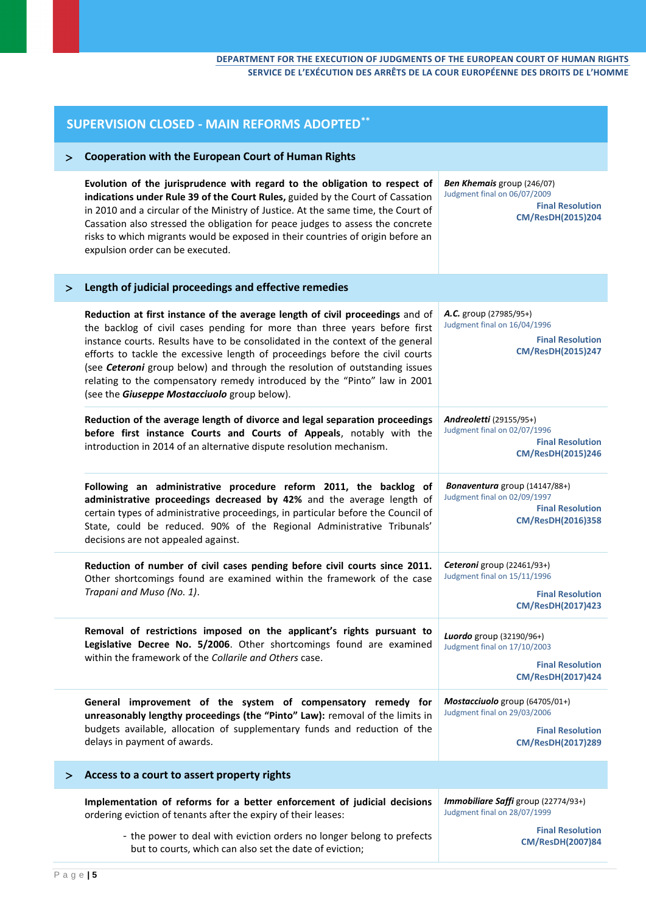## SUPERVISION CLOSED - MAIN REFORMS ADOPTED**

### > Cooperation with the European Court of Human Rights

| | |
|---|---|
| **Evolution of the jurisprudence with regard to the obligation to respect of indications under Rule 39 of the Court Rules,** guided by the Court of Cassation in 2010 and a circular of the Ministry of Justice. At the same time, the Court of Cassation also stressed the obligation for peace judges to assess the concrete risks to which migrants would be exposed in their countries of origin before an expulsion order can be executed. | ***Ben Khemais*** group (246/07)<br>Judgment final on 06/07/2009<br>**Final Resolution CM/ResDH(2015)204** |

### > Length of judicial proceedings and effective remedies

| | |
|---|---|
| **Reduction at first instance of the average length of civil proceedings** and of the backlog of civil cases pending for more than three years before first instance courts. Results have to be consolidated in the context of the general efforts to tackle the excessive length of proceedings before the civil courts (see ***Ceteroni*** group below) and through the resolution of outstanding issues relating to the compensatory remedy introduced by the "Pinto" law in 2001 (see the ***Giuseppe Mostacciuolo*** group below). | ***A.C.*** group (27985/95+)<br>Judgment final on 16/04/1996<br>**Final Resolution CM/ResDH(2015)247** |
| **Reduction of the average length of divorce and legal separation proceedings before first instance Courts and Courts of Appeals**, notably with the introduction in 2014 of an alternative dispute resolution mechanism. | ***Andreoletti*** (29155/95+)<br>Judgment final on 02/07/1996<br>**Final Resolution CM/ResDH(2015)246** |
| **Following an administrative procedure reform 2011, the backlog of administrative proceedings decreased by 42%** and the average length of certain types of administrative proceedings, in particular before the Council of State, could be reduced. 90% of the Regional Administrative Tribunals' decisions are not appealed against. | ***Bonaventura*** group (14147/88+)<br>Judgment final on 02/09/1997<br>**Final Resolution CM/ResDH(2016)358** |
| **Reduction of number of civil cases pending before civil courts since 2011.** Other shortcomings found are examined within the framework of the case *Trapani and Muso (No. 1)*. | ***Ceteroni*** group (22461/93+)<br>Judgment final on 15/11/1996<br>**Final Resolution CM/ResDH(2017)423** |
| **Removal of restrictions imposed on the applicant's rights pursuant to Legislative Decree No. 5/2006**. Other shortcomings found are examined within the framework of the *Collarile and Others* case. | ***Luordo*** group (32190/96+)<br>Judgment final on 17/10/2003<br>**Final Resolution CM/ResDH(2017)424** |
| **General improvement of the system of compensatory remedy for unreasonably lengthy proceedings (the "Pinto" Law):** removal of the limits in budgets available, allocation of supplementary funds and reduction of the delays in payment of awards. | ***Mostacciuolo*** group (64705/01+)<br>Judgment final on 29/03/2006<br>**Final Resolution CM/ResDH(2017)289** |

### > Access to a court to assert property rights

| | |
|---|---|
| **Implementation of reforms for a better enforcement of judicial decisions** ordering eviction of tenants after the expiry of their leases:<br>- the power to deal with eviction orders no longer belong to prefects but to courts, which can also set the date of eviction; | ***Immobiliare Saffi*** group (22774/93+)<br>Judgment final on 28/07/1999<br>**Final Resolution CM/ResDH(2007)84** |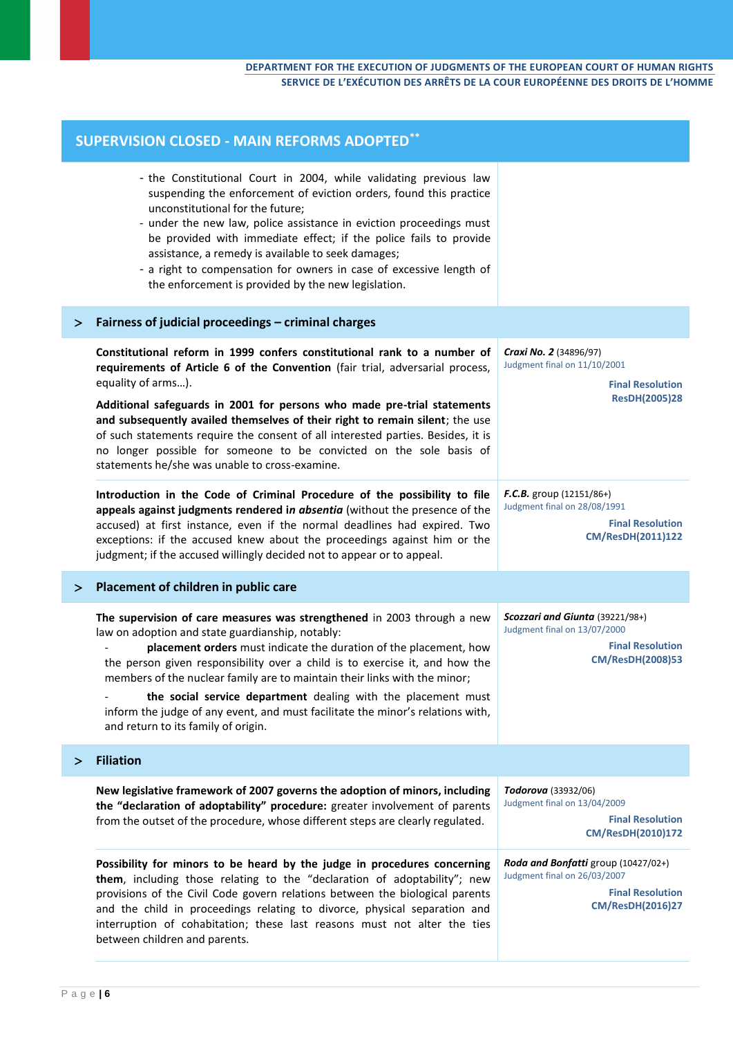## SUPERVISION CLOSED - MAIN REFORMS ADOPTED**

- the Constitutional Court in 2004, while validating previous law suspending the enforcement of eviction orders, found this practice unconstitutional for the future;
- under the new law, police assistance in eviction proceedings must be provided with immediate effect; if the police fails to provide assistance, a remedy is available to seek damages;
- a right to compensation for owners in case of excessive length of the enforcement is provided by the new legislation.

### > Fairness of judicial proceedings – criminal charges

| Reform | Case |
|---|---|
| **Constitutional reform in 1999 confers constitutional rank to a number of requirements of Article 6 of the Convention** (fair trial, adversarial process, equality of arms…).<br><br>**Additional safeguards in 2001 for persons who made pre-trial statements and subsequently availed themselves of their right to remain silent**; the use of such statements require the consent of all interested parties. Besides, it is no longer possible for someone to be convicted on the sole basis of statements he/she was unable to cross-examine. | ***Craxi No. 2*** (34896/97)<br>Judgment final on 11/10/2001<br>**Final Resolution ResDH(2005)28** |
| **Introduction in the Code of Criminal Procedure of the possibility to file appeals against judgments rendered i*n absentia*** (without the presence of the accused) at first instance, even if the normal deadlines had expired. Two exceptions: if the accused knew about the proceedings against him or the judgment; if the accused willingly decided not to appear or to appeal. | ***F.C.B.*** group (12151/86+)<br>Judgment final on 28/08/1991<br>**Final Resolution CM/ResDH(2011)122** |

### > Placement of children in public care

| Reform | Case |
|---|---|
| **The supervision of care measures was strengthened** in 2003 through a new law on adoption and state guardianship, notably:<br>- **placement orders** must indicate the duration of the placement, how the person given responsibility over a child is to exercise it, and how the members of the nuclear family are to maintain their links with the minor;<br>- **the social service department** dealing with the placement must inform the judge of any event, and must facilitate the minor's relations with, and return to its family of origin. | ***Scozzari and Giunta*** (39221/98+)<br>Judgment final on 13/07/2000<br>**Final Resolution CM/ResDH(2008)53** |

### > Filiation

| Reform | Case |
|---|---|
| **New legislative framework of 2007 governs the adoption of minors, including the "declaration of adoptability" procedure:** greater involvement of parents from the outset of the procedure, whose different steps are clearly regulated. | ***Todorova*** (33932/06)<br>Judgment final on 13/04/2009<br>**Final Resolution CM/ResDH(2010)172** |
| **Possibility for minors to be heard by the judge in procedures concerning them**, including those relating to the "declaration of adoptability"; new provisions of the Civil Code govern relations between the biological parents and the child in proceedings relating to divorce, physical separation and interruption of cohabitation; these last reasons must not alter the ties between children and parents. | ***Roda and Bonfatti*** group (10427/02+)<br>Judgment final on 26/03/2007<br>**Final Resolution CM/ResDH(2016)27** |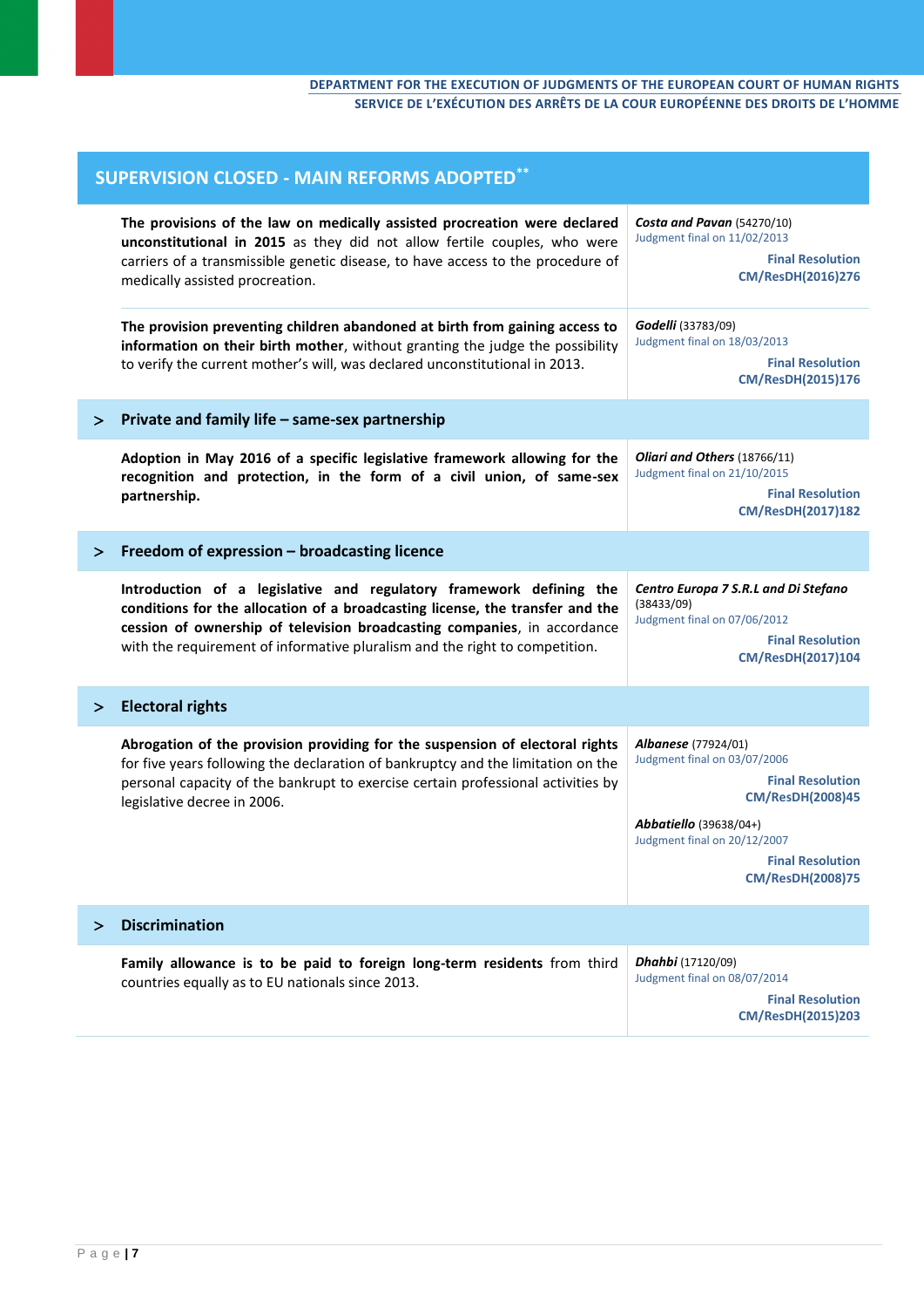## SUPERVISION CLOSED - MAIN REFORMS ADOPTED**

| | |
|---|---|
| **The provisions of the law on medically assisted procreation were declared unconstitutional in 2015** as they did not allow fertile couples, who were carriers of a transmissible genetic disease, to have access to the procedure of medically assisted procreation. | ***Costa and Pavan*** (54270/10)<br>Judgment final on 11/02/2013<br>**Final Resolution CM/ResDH(2016)276** |
| **The provision preventing children abandoned at birth from gaining access to information on their birth mother**, without granting the judge the possibility to verify the current mother's will, was declared unconstitutional in 2013. | ***Godelli*** (33783/09)<br>Judgment final on 18/03/2013<br>**Final Resolution CM/ResDH(2015)176** |

### > Private and family life – same-sex partnership

| | |
|---|---|
| **Adoption in May 2016 of a specific legislative framework allowing for the recognition and protection, in the form of a civil union, of same-sex partnership.** | ***Oliari and Others*** (18766/11)<br>Judgment final on 21/10/2015<br>**Final Resolution CM/ResDH(2017)182** |

### > Freedom of expression – broadcasting licence

| | |
|---|---|
| **Introduction of a legislative and regulatory framework defining the conditions for the allocation of a broadcasting license, the transfer and the cession of ownership of television broadcasting companies**, in accordance with the requirement of informative pluralism and the right to competition. | ***Centro Europa 7 S.R.L and Di Stefano*** (38433/09)<br>Judgment final on 07/06/2012<br>**Final Resolution CM/ResDH(2017)104** |

### > Electoral rights

| | |
|---|---|
| **Abrogation of the provision providing for the suspension of electoral rights** for five years following the declaration of bankruptcy and the limitation on the personal capacity of the bankrupt to exercise certain professional activities by legislative decree in 2006. | ***Albanese*** (77924/01)<br>Judgment final on 03/07/2006<br>**Final Resolution CM/ResDH(2008)45**<br><br>***Abbatiello*** (39638/04+)<br>Judgment final on 20/12/2007<br>**Final Resolution CM/ResDH(2008)75** |

### > Discrimination

| | |
|---|---|
| **Family allowance is to be paid to foreign long-term residents** from third countries equally as to EU nationals since 2013. | ***Dhahbi*** (17120/09)<br>Judgment final on 08/07/2014<br>**Final Resolution CM/ResDH(2015)203** |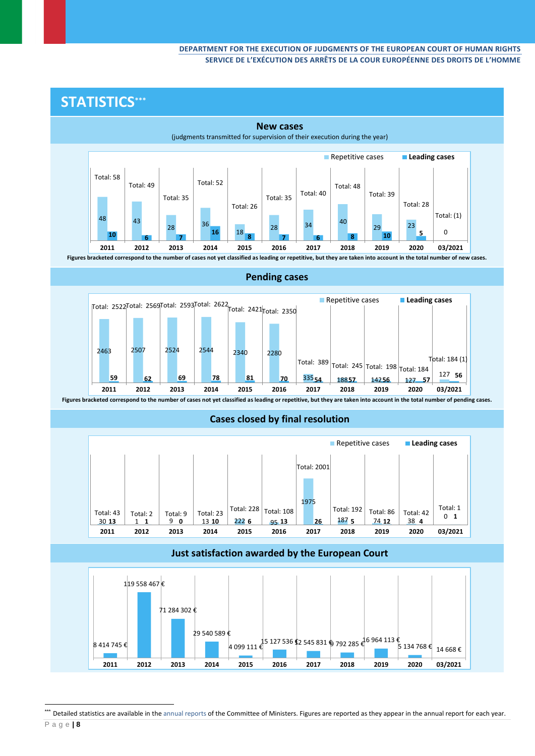DEPARTMENT FOR THE EXECUTION OF JUDGMENTS OF THE EUROPEAN COURT OF HUMAN RIGHTS
SERVICE DE L'EXÉCUTION DES ARRÊTS DE LA COUR EUROPÉENNE DES DROITS DE L'HOMME

# STATISTICS***

## New cases

(judgments transmitted for supervision of their execution during the year)

Repetitive cases
Leading cases

2011: Total: 58 — 48, 10
2012: Total: 49 — 43, 6
2013: Total: 35 — 28, 7
2014: Total: 52 — 36, 16
2015: Total: 26 — 18, 8
2016: Total: 35 — 28, 7
2017: Total: 40 — 34, 6
2018: Total: 48 — 40, 8
2019: Total: 39 — 29, 10
2020: Total: 28 — 23, 5
03/2021: Total: (1) — 0

Figures bracketed correspond to the number of cases not yet classified as leading or repetitive, but they are taken into account in the total number of new cases.

## Pending cases

Repetitive cases
Leading cases

2011: Total: 2522 — 2463, 59
2012: Total: 2569 — 2507, 62
2013: Total: 2593 — 2524, 69
2014: Total: 2622 — 2544, 78
2015: Total: 2421 — 2340, 81
2016: Total: 2350 — 2280, 70
2017: Total: 389 — 335, 54
2018: Total: 245 — 188, 57
2019: Total: 198 — 142, 56
2020: Total: 184 — 127, 57
03/2021: Total: 184 (1) — 127, 56

Figures bracketed correspond to the number of cases not yet classified as leading or repetitive, but they are taken into account in the total number of pending cases.

## Cases closed by final resolution

Repetitive cases
Leading cases

2011: Total: 43 — 30, 13
2012: Total: 2 — 1, 1
2013: Total: 9 — 9, 0
2014: Total: 23 — 13, 10
2015: Total: 228 — 222, 6
2016: Total: 108 — 95, 13
2017: Total: 2001 — 1975, 26
2018: Total: 192 — 187, 5
2019: Total: 86 — 74, 12
2020: Total: 42 — 38, 4
03/2021: Total: 1 — 0, 1

## Just satisfaction awarded by the European Court

2011: 8 414 745 €
2012: 119 558 467 €
2013: 71 284 302 €
2014: 29 540 589 €
2015: 4 099 111 €
2016: 15 127 536 €
2017: 12 545 831 €
2018: 9 792 285 €
2019: 16 964 113 €
2020: 5 134 768 €
03/2021: 14 668 €

*** Detailed statistics are available in the annual reports of the Committee of Ministers. Figures are reported as they appear in the annual report for each year.